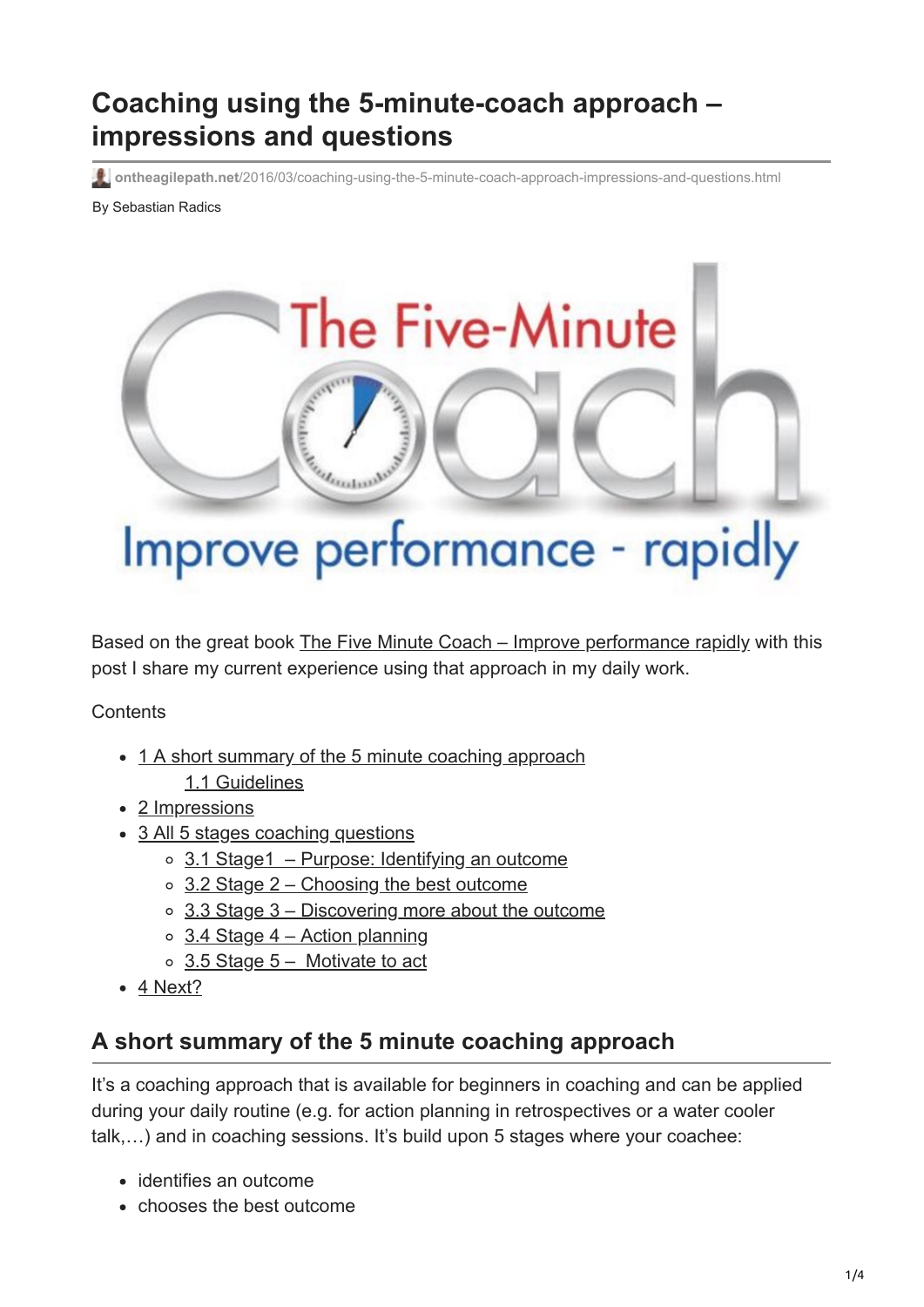# Coaching using the 5-minute-coach approach – impressions and questions

ontheagilepath.net/2016/03/coaching-using-the-5-minute-coach-approach-impressions-and-questions.html

By Sebastian Radics

Based on the great book The Five Minute Coach – Improve performance rapidly with this post I share my current experience using that approach in my daily work.

Contents

- 1 A short summary of the 5 minute coaching approach
  - 1.1 Guidelines
- 2 Impressions
- 3 All 5 stages coaching questions
  - 3.1 Stage1 – Purpose: Identifying an outcome
  - 3.2 Stage 2 – Choosing the best outcome
  - 3.3 Stage 3 – Discovering more about the outcome
  - 3.4 Stage 4 – Action planning
  - 3.5 Stage 5 – Motivate to act
- 4 Next?

## A short summary of the 5 minute coaching approach

It's a coaching approach that is available for beginners in coaching and can be applied during your daily routine (e.g. for action planning in retrospectives or a water cooler talk,…) and in coaching sessions. It's build upon 5 stages where your coachee:

- identifies an outcome
- chooses the best outcome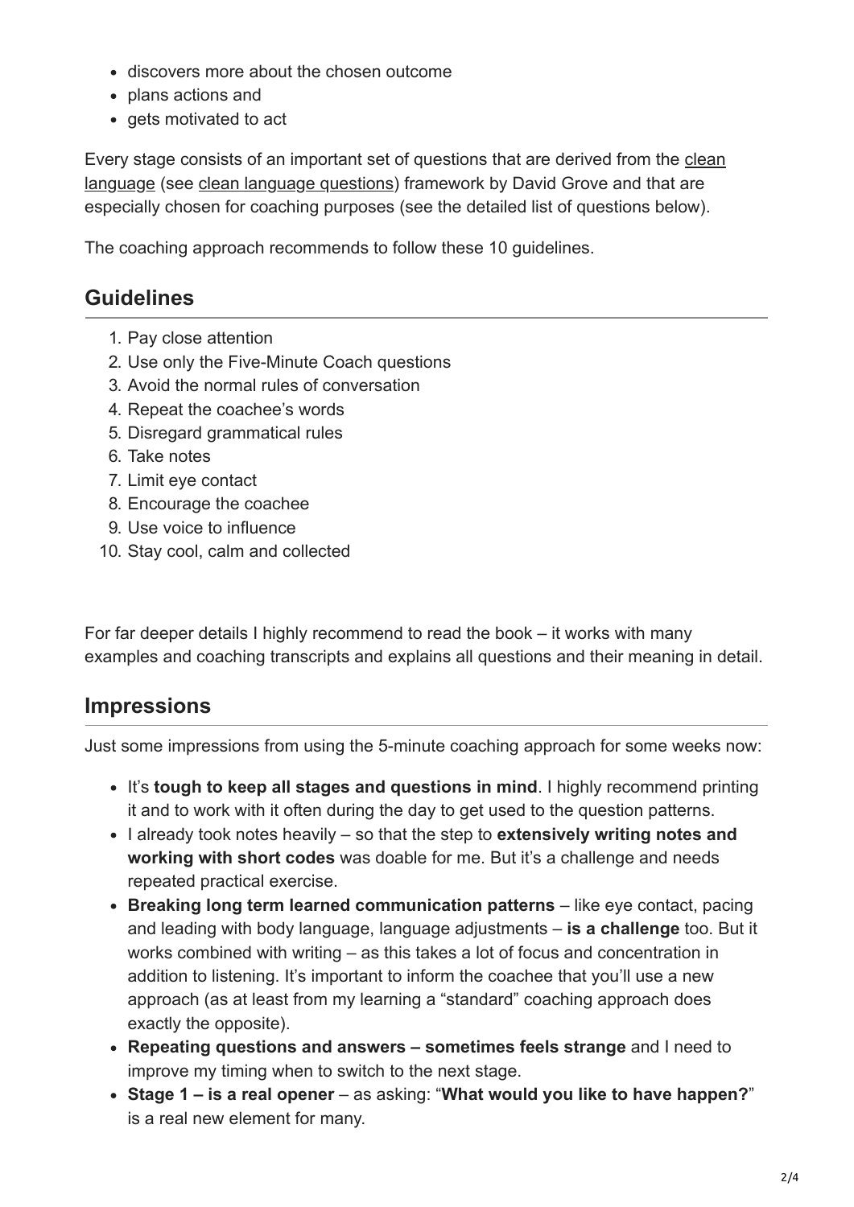- discovers more about the chosen outcome
- plans actions and
- gets motivated to act

Every stage consists of an important set of questions that are derived from the clean language (see clean language questions) framework by David Grove and that are especially chosen for coaching purposes (see the detailed list of questions below).

The coaching approach recommends to follow these 10 guidelines.

## Guidelines

1. Pay close attention
2. Use only the Five-Minute Coach questions
3. Avoid the normal rules of conversation
4. Repeat the coachee's words
5. Disregard grammatical rules
6. Take notes
7. Limit eye contact
8. Encourage the coachee
9. Use voice to influence
10. Stay cool, calm and collected

For far deeper details I highly recommend to read the book – it works with many examples and coaching transcripts and explains all questions and their meaning in detail.

## Impressions

Just some impressions from using the 5-minute coaching approach for some weeks now:

- It's **tough to keep all stages and questions in mind**. I highly recommend printing it and to work with it often during the day to get used to the question patterns.
- I already took notes heavily – so that the step to **extensively writing notes and working with short codes** was doable for me. But it's a challenge and needs repeated practical exercise.
- **Breaking long term learned communication patterns** – like eye contact, pacing and leading with body language, language adjustments – **is a challenge** too. But it works combined with writing – as this takes a lot of focus and concentration in addition to listening. It's important to inform the coachee that you'll use a new approach (as at least from my learning a "standard" coaching approach does exactly the opposite).
- **Repeating questions and answers – sometimes feels strange** and I need to improve my timing when to switch to the next stage.
- **Stage 1 – is a real opener** – as asking: "**What would you like to have happen?**" is a real new element for many.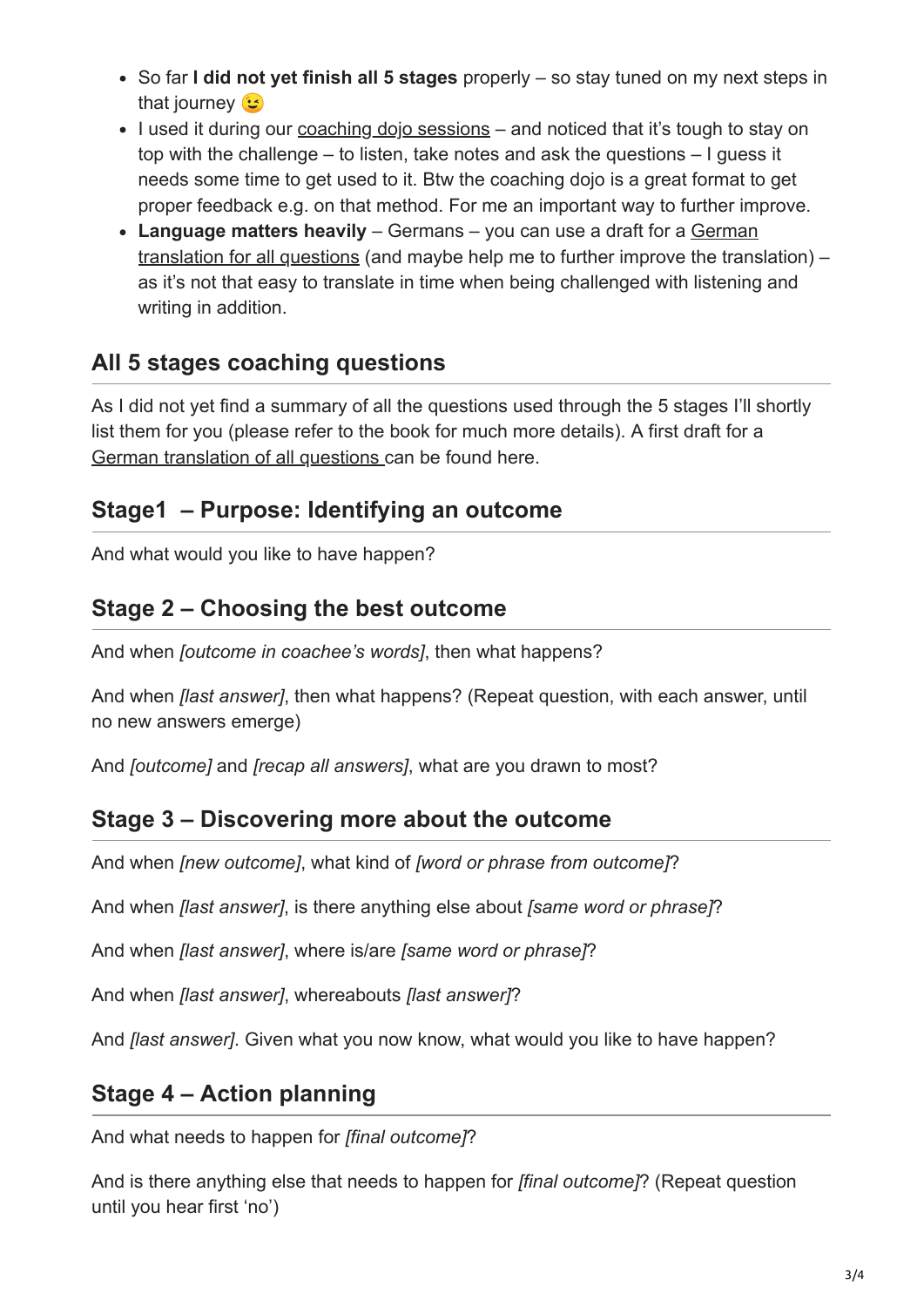- So far **I did not yet finish all 5 stages** properly – so stay tuned on my next steps in that journey 😉
- I used it during our coaching dojo sessions – and noticed that it's tough to stay on top with the challenge – to listen, take notes and ask the questions – I guess it needs some time to get used to it. Btw the coaching dojo is a great format to get proper feedback e.g. on that method. For me an important way to further improve.
- **Language matters heavily** – Germans – you can use a draft for a German translation for all questions (and maybe help me to further improve the translation) – as it's not that easy to translate in time when being challenged with listening and writing in addition.

## All 5 stages coaching questions

As I did not yet find a summary of all the questions used through the 5 stages I'll shortly list them for you (please refer to the book for much more details). A first draft for a German translation of all questions can be found here.

## Stage1 – Purpose: Identifying an outcome

And what would you like to have happen?

## Stage 2 – Choosing the best outcome

And when *[outcome in coachee's words]*, then what happens?

And when *[last answer]*, then what happens? (Repeat question, with each answer, until no new answers emerge)

And *[outcome]* and *[recap all answers]*, what are you drawn to most?

## Stage 3 – Discovering more about the outcome

And when *[new outcome]*, what kind of *[word or phrase from outcome]*?

And when *[last answer]*, is there anything else about *[same word or phrase]*?

And when *[last answer]*, where is/are *[same word or phrase]*?

And when *[last answer]*, whereabouts *[last answer]*?

And *[last answer]*. Given what you now know, what would you like to have happen?

## Stage 4 – Action planning

And what needs to happen for *[final outcome]*?

And is there anything else that needs to happen for *[final outcome]*? (Repeat question until you hear first 'no')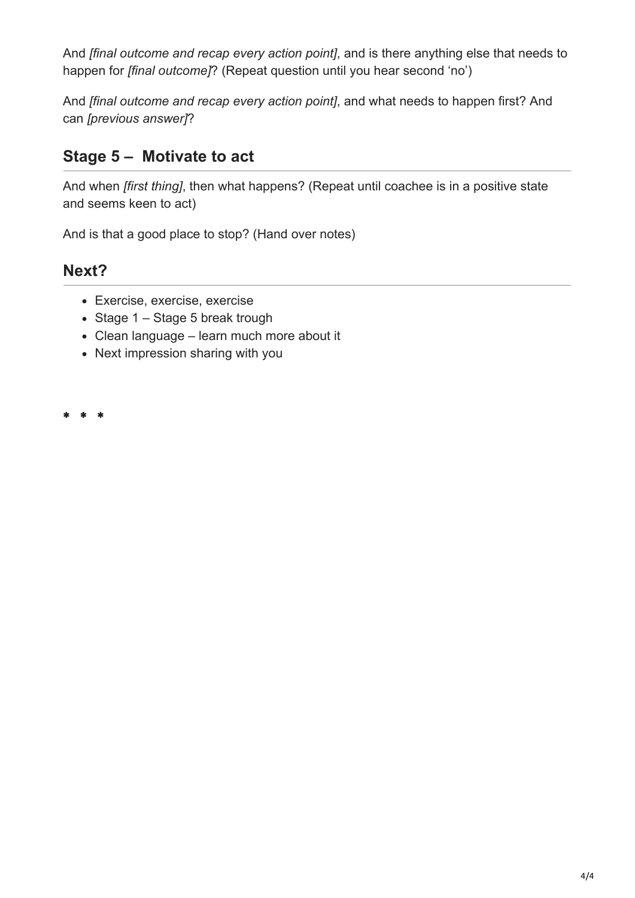And *[final outcome and recap every action point]*, and is there anything else that needs to happen for *[final outcome]*? (Repeat question until you hear second 'no')

And *[final outcome and recap every action point]*, and what needs to happen first? And can *[previous answer]*?

## Stage 5 – Motivate to act

And when *[first thing]*, then what happens? (Repeat until coachee is in a positive state and seems keen to act)

And is that a good place to stop? (Hand over notes)

## Next?

- Exercise, exercise, exercise
- Stage 1 – Stage 5 break trough
- Clean language – learn much more about it
- Next impression sharing with you

\* \* \*